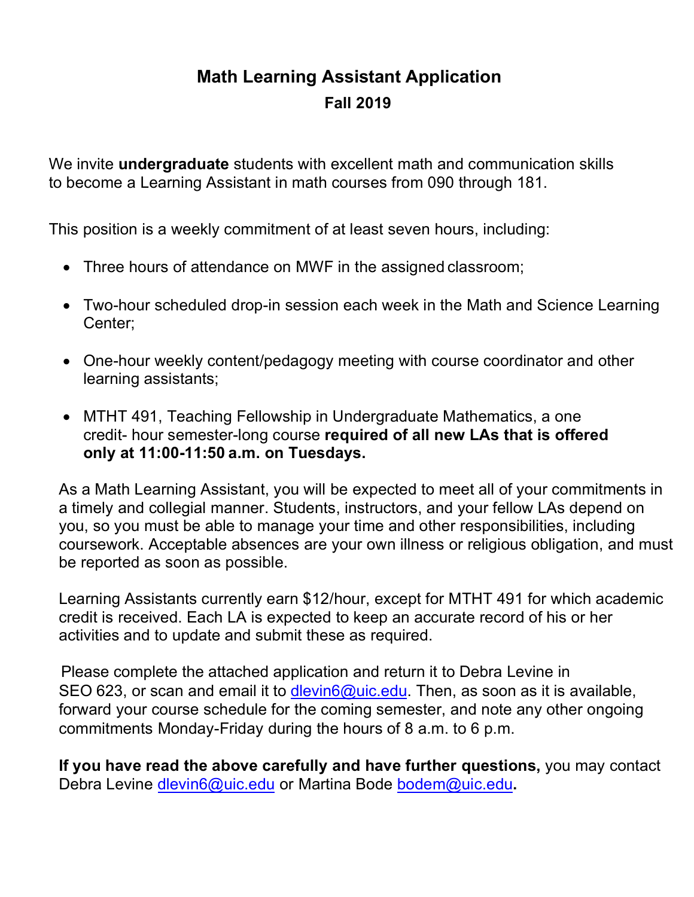# Math Learning Assistant Application

## Fall 2019

We invite **undergraduate** students with excellent math and communication skills to become a Learning Assistant in math courses from 090 through 181.

This position is a weekly commitment of at least seven hours, including:

- Three hours of attendance on MWF in the assigned classroom;
- Two-hour scheduled drop-in session each week in the Math and Science Learning Center;
- One-hour weekly content/pedagogy meeting with course coordinator and other learning assistants;
- MTHT 491, Teaching Fellowship in Undergraduate Mathematics, a one credit- hour semester-long course **required of all new LAs that is offered only at 11:00-11:50 a.m. on Tuesdays.**

As a Math Learning Assistant, you will be expected to meet all of your commitments in a timely and collegial manner. Students, instructors, and your fellow LAs depend on you, so you must be able to manage your time and other responsibilities, including coursework. Acceptable absences are your own illness or religious obligation, and must be reported as soon as possible.

Learning Assistants currently earn $12/hour, except for MTHT 491 for which academic credit is received. Each LA is expected to keep an accurate record of his or her activities and to update and submit these as required.

Please complete the attached application and return it to Debra Levine in SEO 623, or scan and email it to dlevin6@uic.edu. Then, as soon as it is available, forward your course schedule for the coming semester, and note any other ongoing commitments Monday-Friday during the hours of 8 a.m. to 6 p.m.

**If you have read the above carefully and have further questions,** you may contact Debra Levine dlevin6@uic.edu or Martina Bode bodem@uic.edu**.**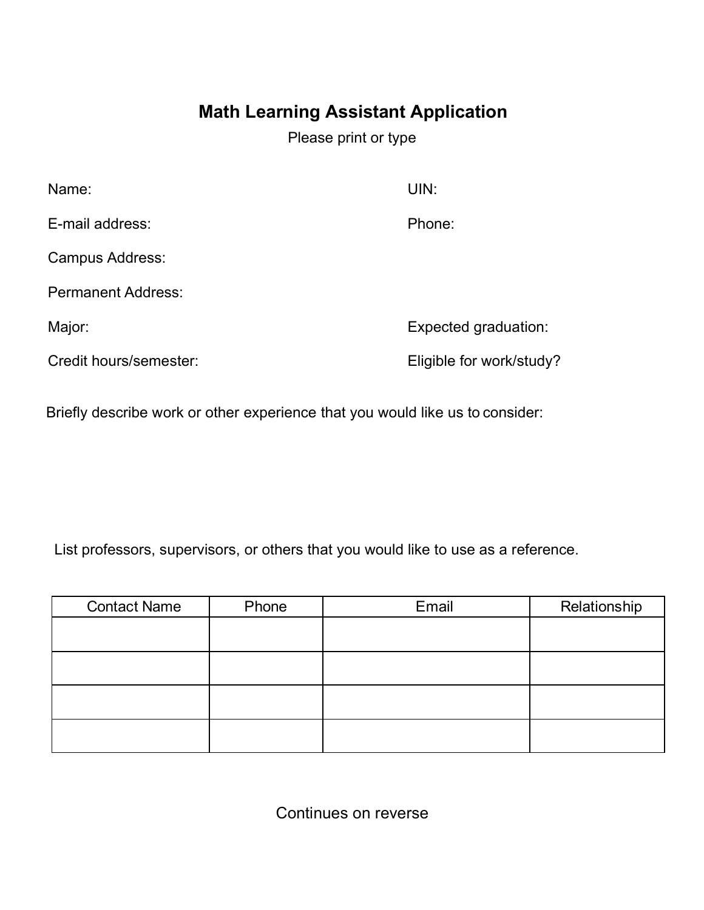# Math Learning Assistant Application

Please print or type

Name: UIN:

E-mail address: Phone:

Campus Address:

Permanent Address:

Major: Expected graduation:

Credit hours/semester: Eligible for work/study?

Briefly describe work or other experience that you would like us to consider:

List professors, supervisors, or others that you would like to use as a reference.

| Contact Name | Phone | Email | Relationship |
|---|---|---|---|
| | | | |
| | | | |
| | | | |
| | | | |

Continues on reverse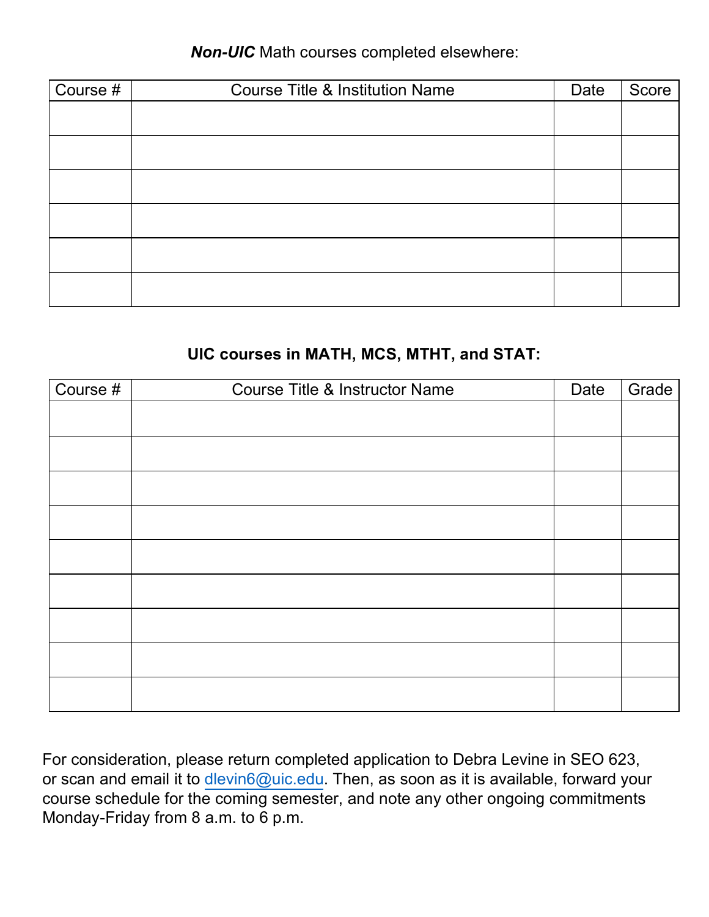***Non-UIC*** Math courses completed elsewhere:

| Course # | Course Title & Institution Name | Date | Score |
|---|---|---|---|
| | | | |
| | | | |
| | | | |
| | | | |
| | | | |
| | | | |

**UIC courses in MATH, MCS, MTHT, and STAT:**

| Course # | Course Title & Instructor Name | Date | Grade |
|---|---|---|---|
| | | | |
| | | | |
| | | | |
| | | | |
| | | | |
| | | | |
| | | | |
| | | | |
| | | | |

For consideration, please return completed application to Debra Levine in SEO 623, or scan and email it to dlevin6@uic.edu. Then, as soon as it is available, forward your course schedule for the coming semester, and note any other ongoing commitments Monday-Friday from 8 a.m. to 6 p.m.